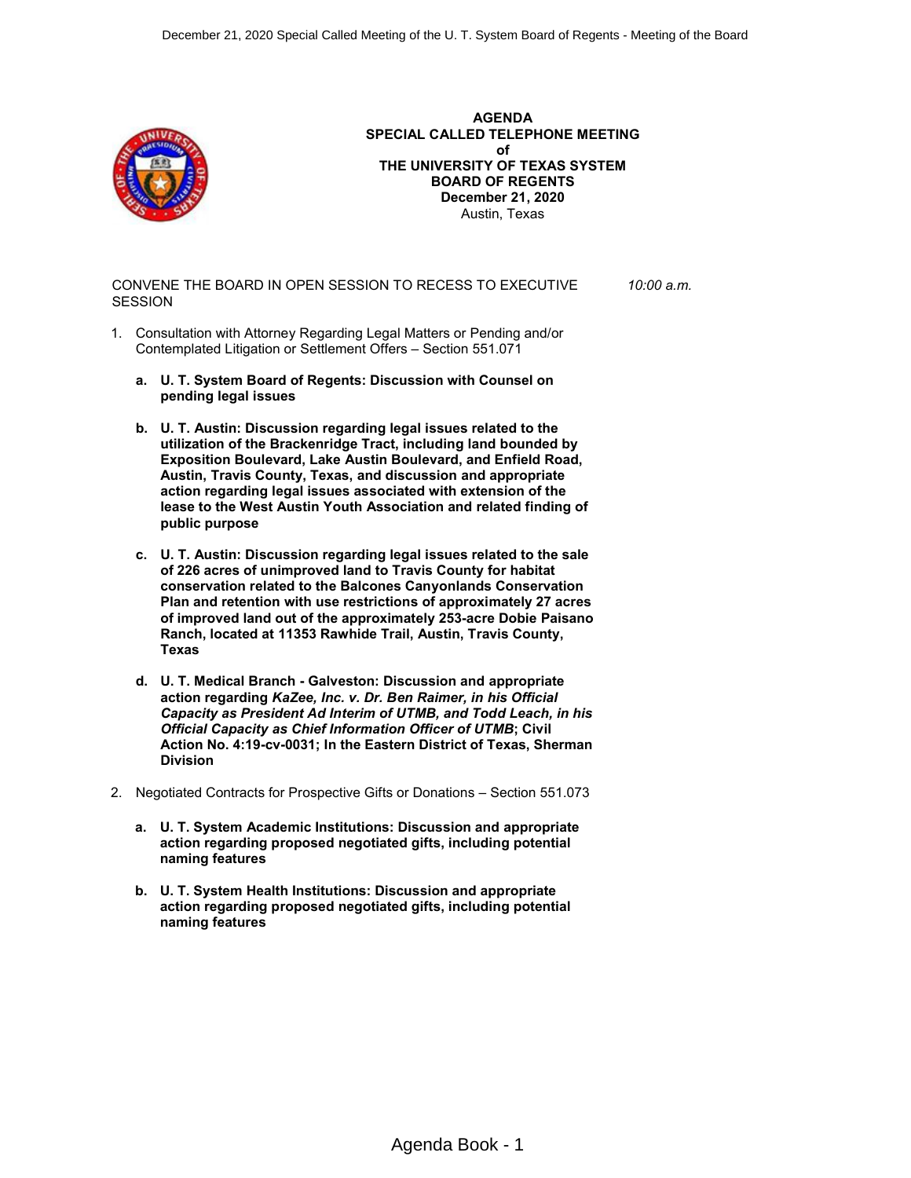# AGENDA
## SPECIAL CALLED TELEPHONE MEETING
## of
## THE UNIVERSITY OF TEXAS SYSTEM
## BOARD OF REGENTS
**December 21, 2020**
Austin, Texas

CONVENE THE BOARD IN OPEN SESSION TO RECESS TO EXECUTIVE SESSION — *10:00 a.m.*

1. Consultation with Attorney Regarding Legal Matters or Pending and/or Contemplated Litigation or Settlement Offers – Section 551.071

   a. **U. T. System Board of Regents: Discussion with Counsel on pending legal issues**

   b. **U. T. Austin: Discussion regarding legal issues related to the utilization of the Brackenridge Tract, including land bounded by Exposition Boulevard, Lake Austin Boulevard, and Enfield Road, Austin, Travis County, Texas, and discussion and appropriate action regarding legal issues associated with extension of the lease to the West Austin Youth Association and related finding of public purpose**

   c. **U. T. Austin: Discussion regarding legal issues related to the sale of 226 acres of unimproved land to Travis County for habitat conservation related to the Balcones Canyonlands Conservation Plan and retention with use restrictions of approximately 27 acres of improved land out of the approximately 253-acre Dobie Paisano Ranch, located at 11353 Rawhide Trail, Austin, Travis County, Texas**

   d. **U. T. Medical Branch - Galveston: Discussion and appropriate action regarding *KaZee, Inc. v. Dr. Ben Raimer, in his Official Capacity as President Ad Interim of UTMB, and Todd Leach, in his Official Capacity as Chief Information Officer of UTMB*; Civil Action No. 4:19-cv-0031; In the Eastern District of Texas, Sherman Division**

2. Negotiated Contracts for Prospective Gifts or Donations – Section 551.073

   a. **U. T. System Academic Institutions: Discussion and appropriate action regarding proposed negotiated gifts, including potential naming features**

   b. **U. T. System Health Institutions: Discussion and appropriate action regarding proposed negotiated gifts, including potential naming features**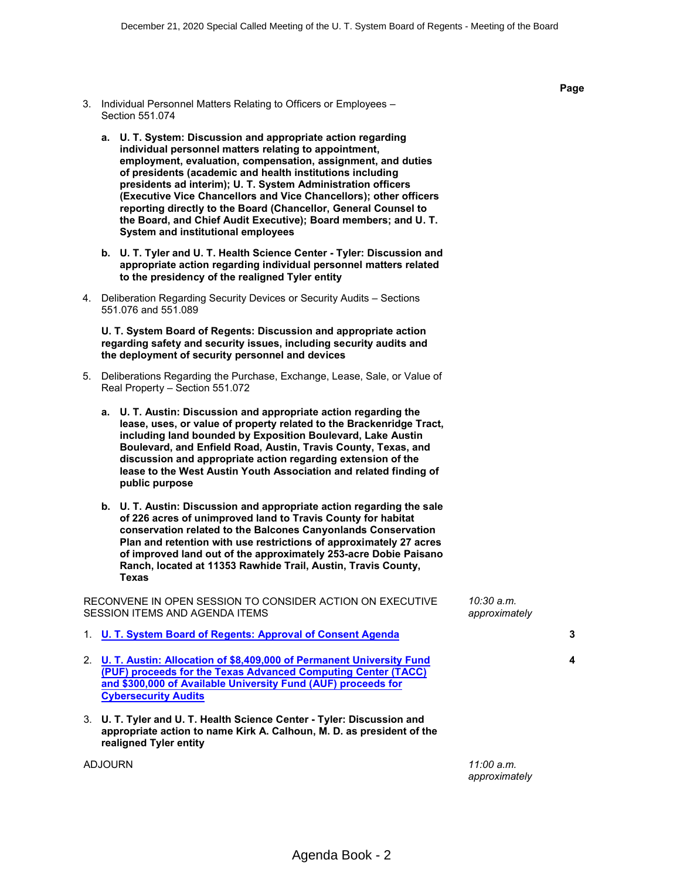Page

3. Individual Personnel Matters Relating to Officers or Employees – Section 551.074

   **a. U. T. System: Discussion and appropriate action regarding individual personnel matters relating to appointment, employment, evaluation, compensation, assignment, and duties of presidents (academic and health institutions including presidents ad interim); U. T. System Administration officers (Executive Vice Chancellors and Vice Chancellors); other officers reporting directly to the Board (Chancellor, General Counsel to the Board, and Chief Audit Executive); Board members; and U. T. System and institutional employees**

   **b. U. T. Tyler and U. T. Health Science Center - Tyler: Discussion and appropriate action regarding individual personnel matters related to the presidency of the realigned Tyler entity**

4. Deliberation Regarding Security Devices or Security Audits – Sections 551.076 and 551.089

   **U. T. System Board of Regents: Discussion and appropriate action regarding safety and security issues, including security audits and the deployment of security personnel and devices**

5. Deliberations Regarding the Purchase, Exchange, Lease, Sale, or Value of Real Property – Section 551.072

   **a. U. T. Austin: Discussion and appropriate action regarding the lease, uses, or value of property related to the Brackenridge Tract, including land bounded by Exposition Boulevard, Lake Austin Boulevard, and Enfield Road, Austin, Travis County, Texas, and discussion and appropriate action regarding extension of the lease to the West Austin Youth Association and related finding of public purpose**

   **b. U. T. Austin: Discussion and appropriate action regarding the sale of 226 acres of unimproved land to Travis County for habitat conservation related to the Balcones Canyonlands Conservation Plan and retention with use restrictions of approximately 27 acres of improved land out of the approximately 253-acre Dobie Paisano Ranch, located at 11353 Rawhide Trail, Austin, Travis County, Texas**

RECONVENE IN OPEN SESSION TO CONSIDER ACTION ON EXECUTIVE SESSION ITEMS AND AGENDA ITEMS — *10:30 a.m. approximately*

1. **U. T. System Board of Regents: Approval of Consent Agenda** — 3

2. **U. T. Austin: Allocation of $8,409,000 of Permanent University Fund (PUF) proceeds for the Texas Advanced Computing Center (TACC) and $300,000 of Available University Fund (AUF) proceeds for Cybersecurity Audits** — 4

3. **U. T. Tyler and U. T. Health Science Center - Tyler: Discussion and appropriate action to name Kirk A. Calhoun, M. D. as president of the realigned Tyler entity**

ADJOURN — *11:00 a.m. approximately*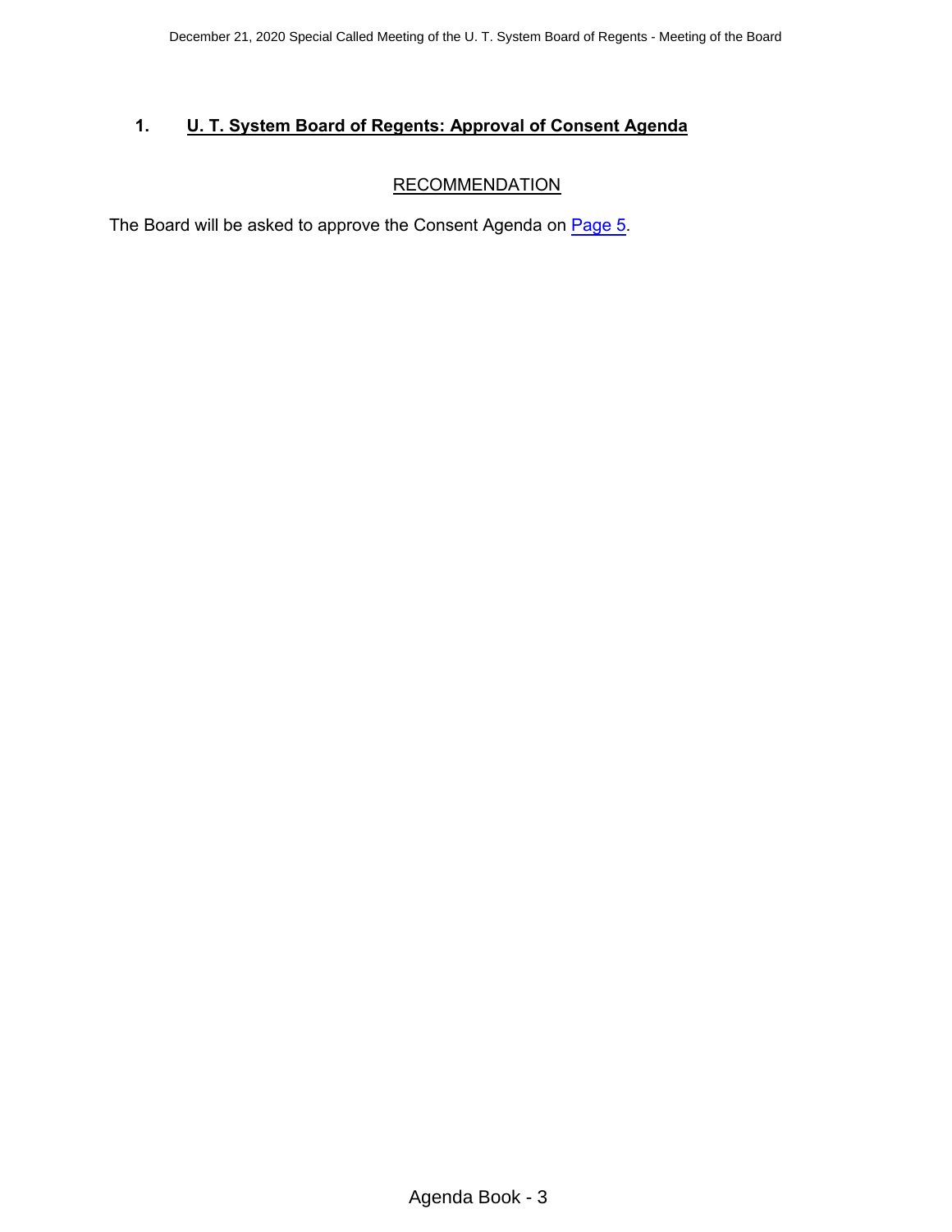## 1. U. T. System Board of Regents: Approval of Consent Agenda

RECOMMENDATION

The Board will be asked to approve the Consent Agenda on Page 5.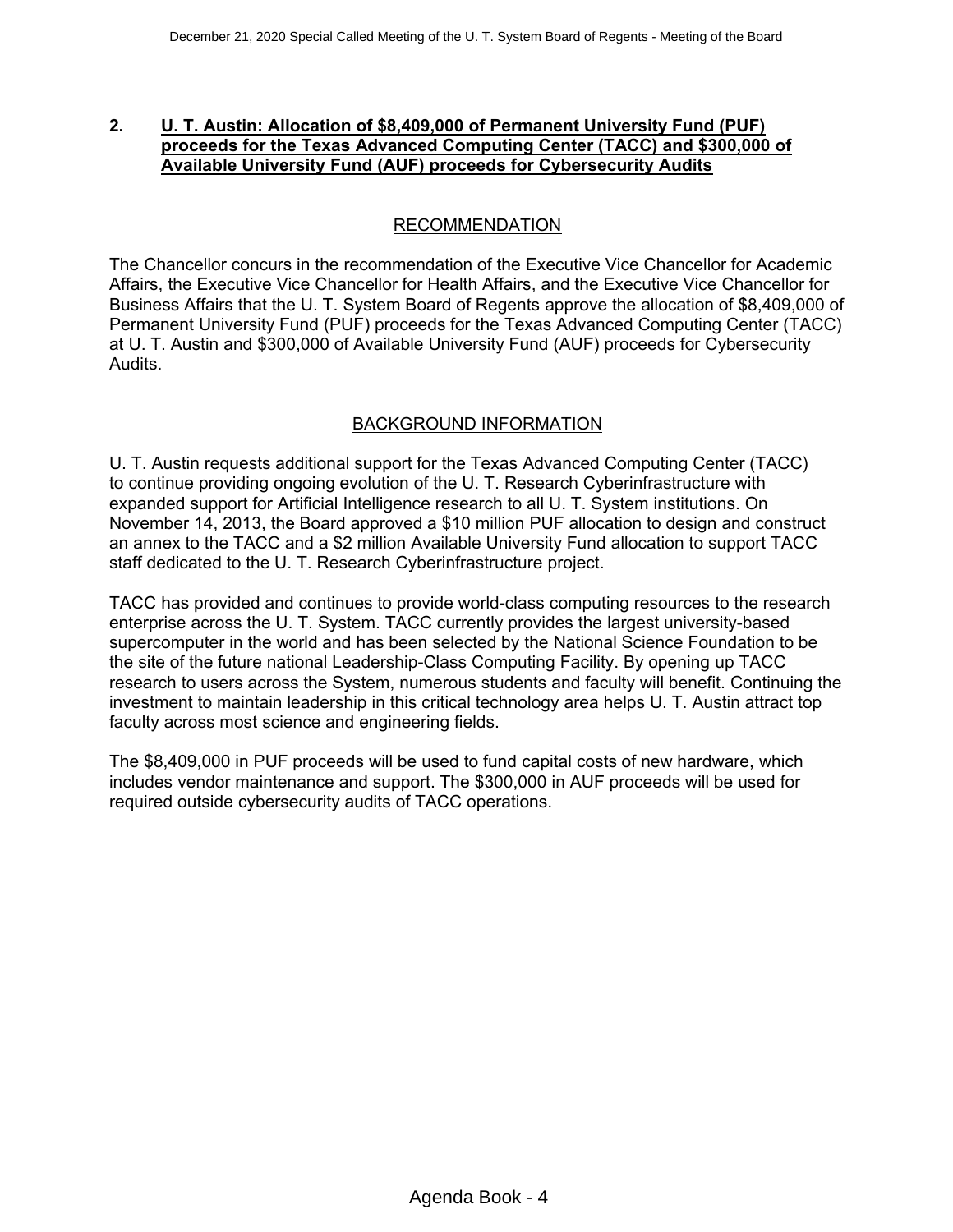**2. U. T. Austin: Allocation of $8,409,000 of Permanent University Fund (PUF) proceeds for the Texas Advanced Computing Center (TACC) and $300,000 of Available University Fund (AUF) proceeds for Cybersecurity Audits**

## RECOMMENDATION

The Chancellor concurs in the recommendation of the Executive Vice Chancellor for Academic Affairs, the Executive Vice Chancellor for Health Affairs, and the Executive Vice Chancellor for Business Affairs that the U. T. System Board of Regents approve the allocation of $8,409,000 of Permanent University Fund (PUF) proceeds for the Texas Advanced Computing Center (TACC) at U. T. Austin and $300,000 of Available University Fund (AUF) proceeds for Cybersecurity Audits.

## BACKGROUND INFORMATION

U. T. Austin requests additional support for the Texas Advanced Computing Center (TACC) to continue providing ongoing evolution of the U. T. Research Cyberinfrastructure with expanded support for Artificial Intelligence research to all U. T. System institutions. On November 14, 2013, the Board approved a $10 million PUF allocation to design and construct an annex to the TACC and a $2 million Available University Fund allocation to support TACC staff dedicated to the U. T. Research Cyberinfrastructure project.

TACC has provided and continues to provide world-class computing resources to the research enterprise across the U. T. System. TACC currently provides the largest university-based supercomputer in the world and has been selected by the National Science Foundation to be the site of the future national Leadership-Class Computing Facility. By opening up TACC research to users across the System, numerous students and faculty will benefit. Continuing the investment to maintain leadership in this critical technology area helps U. T. Austin attract top faculty across most science and engineering fields.

The $8,409,000 in PUF proceeds will be used to fund capital costs of new hardware, which includes vendor maintenance and support. The $300,000 in AUF proceeds will be used for required outside cybersecurity audits of TACC operations.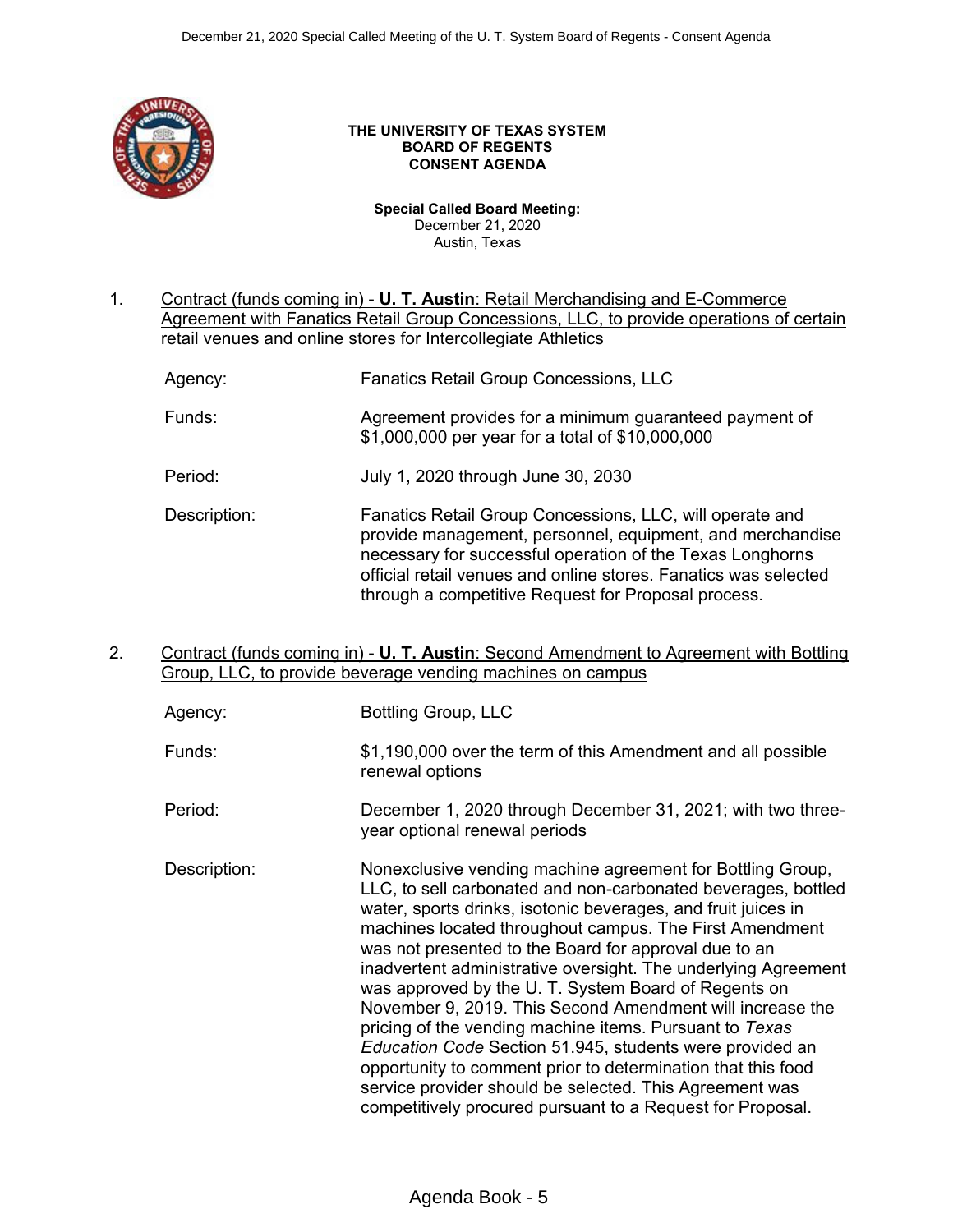**THE UNIVERSITY OF TEXAS SYSTEM**
**BOARD OF REGENTS**
**CONSENT AGENDA**

**Special Called Board Meeting:**
December 21, 2020
Austin, Texas

1. Contract (funds coming in) - **U. T. Austin**: Retail Merchandising and E-Commerce Agreement with Fanatics Retail Group Concessions, LLC, to provide operations of certain retail venues and online stores for Intercollegiate Athletics

   Agency: Fanatics Retail Group Concessions, LLC

   Funds: Agreement provides for a minimum guaranteed payment of $1,000,000 per year for a total of $10,000,000

   Period: July 1, 2020 through June 30, 2030

   Description: Fanatics Retail Group Concessions, LLC, will operate and provide management, personnel, equipment, and merchandise necessary for successful operation of the Texas Longhorns official retail venues and online stores. Fanatics was selected through a competitive Request for Proposal process.

2. Contract (funds coming in) - **U. T. Austin**: Second Amendment to Agreement with Bottling Group, LLC, to provide beverage vending machines on campus

   Agency: Bottling Group, LLC

   Funds: $1,190,000 over the term of this Amendment and all possible renewal options

   Period: December 1, 2020 through December 31, 2021; with two three-year optional renewal periods

   Description: Nonexclusive vending machine agreement for Bottling Group, LLC, to sell carbonated and non-carbonated beverages, bottled water, sports drinks, isotonic beverages, and fruit juices in machines located throughout campus. The First Amendment was not presented to the Board for approval due to an inadvertent administrative oversight. The underlying Agreement was approved by the U. T. System Board of Regents on November 9, 2019. This Second Amendment will increase the pricing of the vending machine items. Pursuant to *Texas Education Code* Section 51.945, students were provided an opportunity to comment prior to determination that this food service provider should be selected. This Agreement was competitively procured pursuant to a Request for Proposal.